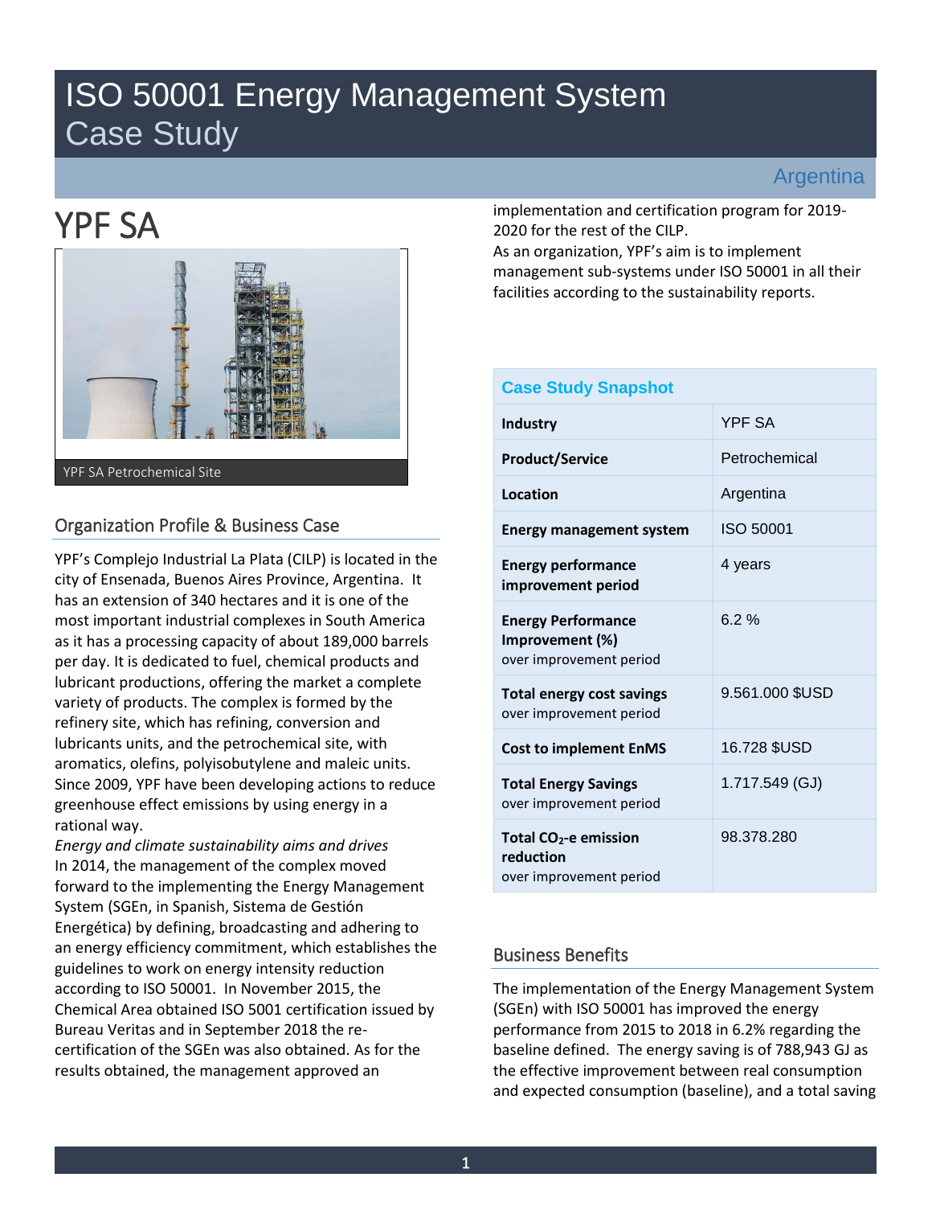# ISO 50001 Energy Management System Case Study

Argentina

## YPF SA

YPF SA Petrochemical Site

### Organization Profile & Business Case

YPF's Complejo Industrial La Plata (CILP) is located in the city of Ensenada, Buenos Aires Province, Argentina. It has an extension of 340 hectares and it is one of the most important industrial complexes in South America as it has a processing capacity of about 189,000 barrels per day. It is dedicated to fuel, chemical products and lubricant productions, offering the market a complete variety of products. The complex is formed by the refinery site, which has refining, conversion and lubricants units, and the petrochemical site, with aromatics, olefins, polyisobutylene and maleic units. Since 2009, YPF have been developing actions to reduce greenhouse effect emissions by using energy in a rational way.

*Energy and climate sustainability aims and drives*

In 2014, the management of the complex moved forward to the implementing the Energy Management System (SGEn, in Spanish, Sistema de Gestión Energética) by defining, broadcasting and adhering to an energy efficiency commitment, which establishes the guidelines to work on energy intensity reduction according to ISO 50001. In November 2015, the Chemical Area obtained ISO 5001 certification issued by Bureau Veritas and in September 2018 the re-certification of the SGEn was also obtained. As for the results obtained, the management approved an implementation and certification program for 2019-2020 for the rest of the CILP.

As an organization, YPF's aim is to implement management sub-systems under ISO 50001 in all their facilities according to the sustainability reports.

| Case Study Snapshot | |
|---|---|
| **Industry** | YPF SA |
| **Product/Service** | Petrochemical |
| **Location** | Argentina |
| **Energy management system** | ISO 50001 |
| **Energy performance improvement period** | 4 years |
| **Energy Performance Improvement (%)** over improvement period | 6.2 % |
| **Total energy cost savings** over improvement period | 9.561.000 $USD |
| **Cost to implement EnMS** | 16.728 $USD |
| **Total Energy Savings** over improvement period | 1.717.549 (GJ) |
| **Total $CO_2$-e emission reduction** over improvement period | 98.378.280 |

### Business Benefits

The implementation of the Energy Management System (SGEn) with ISO 50001 has improved the energy performance from 2015 to 2018 in 6.2% regarding the baseline defined. The energy saving is of 788,943 GJ as the effective improvement between real consumption and expected consumption (baseline), and a total saving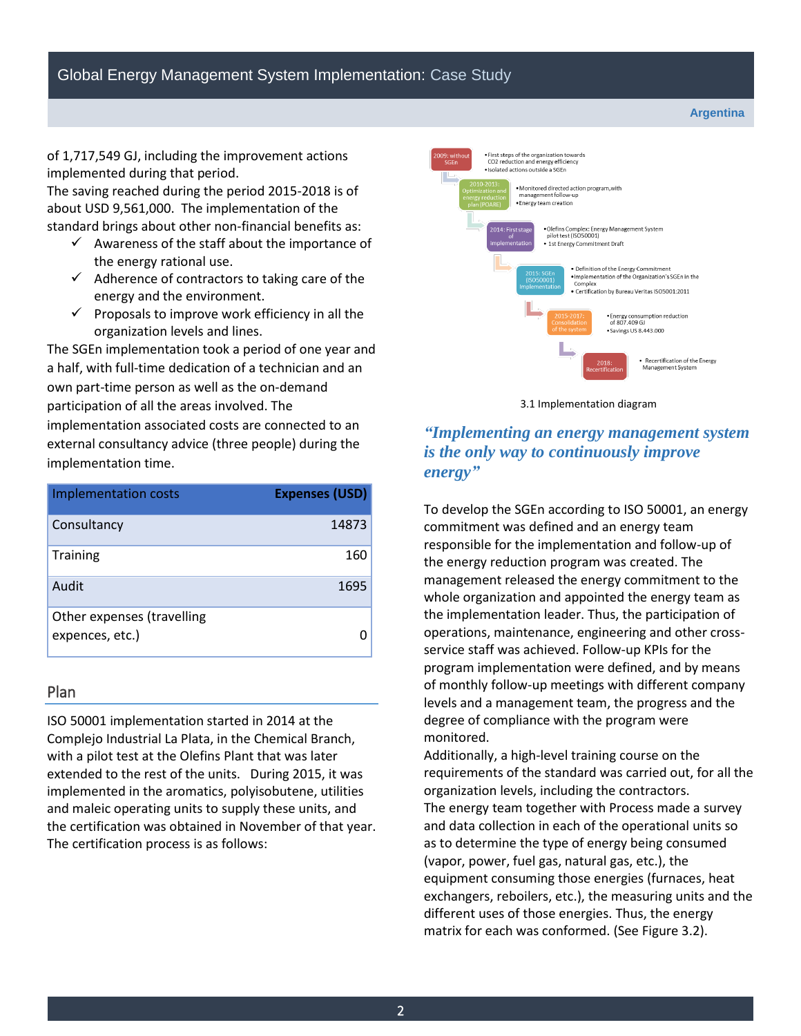of 1,717,549 GJ, including the improvement actions implemented during that period.

The saving reached during the period 2015-2018 is of about USD 9,561,000. The implementation of the standard brings about other non-financial benefits as:

- ✓ Awareness of the staff about the importance of the energy rational use.
- ✓ Adherence of contractors to taking care of the energy and the environment.
- ✓ Proposals to improve work efficiency in all the organization levels and lines.

The SGEn implementation took a period of one year and a half, with full-time dedication of a technician and an own part-time person as well as the on-demand participation of all the areas involved. The implementation associated costs are connected to an external consultancy advice (three people) during the implementation time.

| Implementation costs | Expenses (USD) |
|---|---|
| Consultancy | 14873 |
| Training | 160 |
| Audit | 1695 |
| Other expenses (travelling expences, etc.) | 0 |

## Plan

ISO 50001 implementation started in 2014 at the Complejo Industrial La Plata, in the Chemical Branch, with a pilot test at the Olefins Plant that was later extended to the rest of the units. During 2015, it was implemented in the aromatics, polyisobutene, utilities and maleic operating units to supply these units, and the certification was obtained in November of that year. The certification process is as follows:

- 2009: without SGEn
  - First steps of the organization towards CO2 reduction and energy efficiency
  - Isolated actions outside a SGEn
- 2010-2013: Optimization and energy reduction plan (POARE)
  - Monitored directed action program, with management follow-up
  - Energy team creation
- 2014: First stage of implementation
  - Olefins Complex: Energy Management System pilot test (ISO50001)
  - 1st Energy Commitment Draft
- 2015: SGEn (ISO50001) implementation
  - Definition of the Energy Commitment
  - Implementation of the Organization's SGEn in the Complex
  - Certification by Bureau Veritas ISO50001:2011
- 2015-2017: Consolidation of the system
  - Energy consumption reduction of 807.409 GJ
  - Savings US 8.443.000
- 2018: Recertification
  - Recertification of the Energy Management System

3.1 Implementation diagram

***"Implementing an energy management system is the only way to continuously improve energy"***

To develop the SGEn according to ISO 50001, an energy commitment was defined and an energy team responsible for the implementation and follow-up of the energy reduction program was created. The management released the energy commitment to the whole organization and appointed the energy team as the implementation leader. Thus, the participation of operations, maintenance, engineering and other cross-service staff was achieved. Follow-up KPIs for the program implementation were defined, and by means of monthly follow-up meetings with different company levels and a management team, the progress and the degree of compliance with the program were monitored.

Additionally, a high-level training course on the requirements of the standard was carried out, for all the organization levels, including the contractors.

The energy team together with Process made a survey and data collection in each of the operational units so as to determine the type of energy being consumed (vapor, power, fuel gas, natural gas, etc.), the equipment consuming those energies (furnaces, heat exchangers, reboilers, etc.), the measuring units and the different uses of those energies. Thus, the energy matrix for each was conformed. (See Figure 3.2).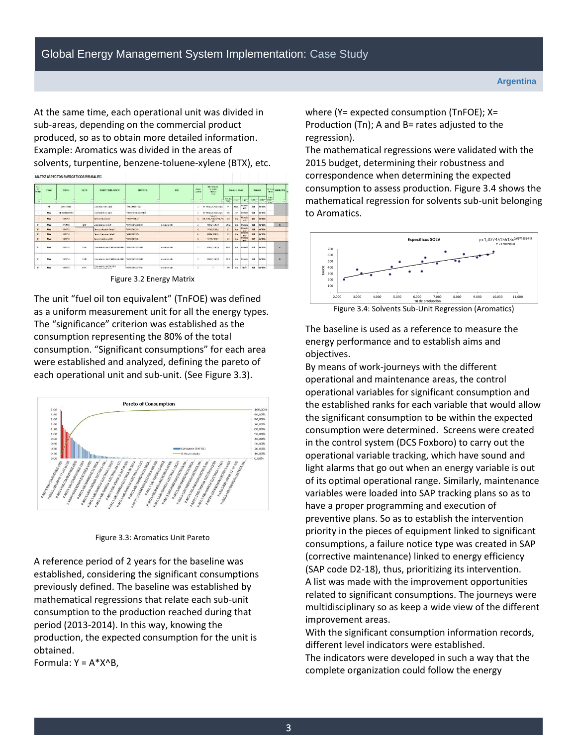At the same time, each operational unit was divided in sub-areas, depending on the commercial product produced, so as to obtain more detailed information. Example: Aromatics was divided in the areas of solvents, turpentine, benzene-toluene-xylene (BTX), etc.

Figure 3.2 Energy Matrix

The unit "fuel oil ton equivalent" (TnFOE) was defined as a uniform measurement unit for all the energy types. The "significance" criterion was established as the consumption representing the 80% of the total consumption. "Significant consumptions" for each area were established and analyzed, defining the pareto of each operational unit and sub-unit. (See Figure 3.3).

Figure 3.3: Aromatics Unit Pareto

A reference period of 2 years for the baseline was established, considering the significant consumptions previously defined. The baseline was established by mathematical regressions that relate each sub-unit consumption to the production reached during that period (2013-2014). In this way, knowing the production, the expected consumption for the unit is obtained.

Formula: $Y = A*X^B$,

where (Y= expected consumption (TnFOE); X= Production (Tn); A and B= rates adjusted to the regression).

The mathematical regressions were validated with the 2015 budget, determining their robustness and correspondence when determining the expected consumption to assess production. Figure 3.4 shows the mathematical regression for solvents sub-unit belonging to Aromatics.

Figure 3.4: Solvents Sub-Unit Regression (Aromatics)

The baseline is used as a reference to measure the energy performance and to establish aims and objectives.

By means of work-journeys with the different operational and maintenance areas, the control operational variables for significant consumption and the established ranks for each variable that would allow the significant consumption to be within the expected consumption were determined. Screens were created in the control system (DCS Foxboro) to carry out the operational variable tracking, which have sound and light alarms that go out when an energy variable is out of its optimal operational range. Similarly, maintenance variables were loaded into SAP tracking plans so as to have a proper programming and execution of preventive plans. So as to establish the intervention priority in the pieces of equipment linked to significant consumptions, a failure notice type was created in SAP (corrective maintenance) linked to energy efficiency (SAP code D2-18), thus, prioritizing its intervention.

A list was made with the improvement opportunities related to significant consumptions. The journeys were multidisciplinary so as keep a wide view of the different improvement areas.

With the significant consumption information records, different level indicators were established.

The indicators were developed in such a way that the complete organization could follow the energy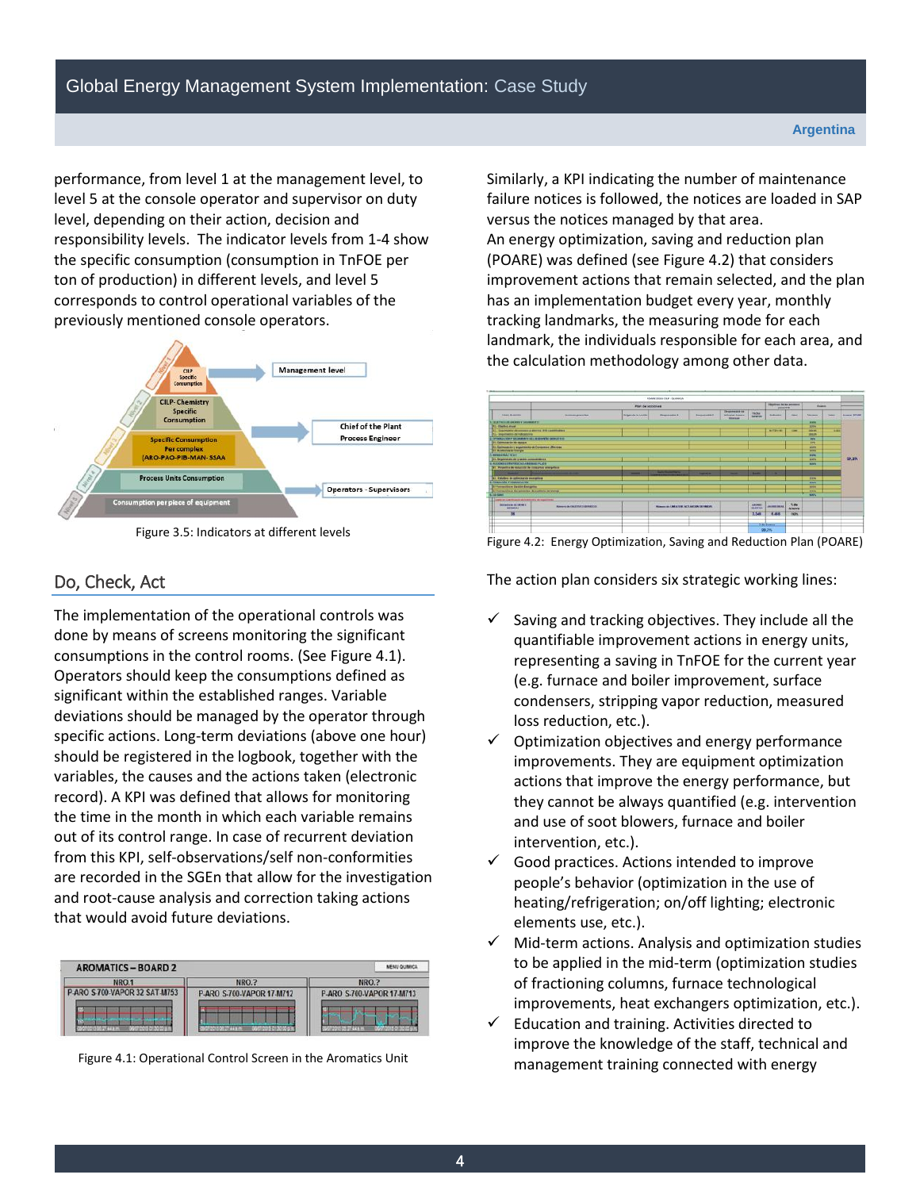performance, from level 1 at the management level, to level 5 at the console operator and supervisor on duty level, depending on their action, decision and responsibility levels. The indicator levels from 1-4 show the specific consumption (consumption in TnFOE per ton of production) in different levels, and level 5 corresponds to control operational variables of the previously mentioned console operators.

Figure 3.5: Indicators at different levels

## Do, Check, Act

The implementation of the operational controls was done by means of screens monitoring the significant consumptions in the control rooms. (See Figure 4.1). Operators should keep the consumptions defined as significant within the established ranges. Variable deviations should be managed by the operator through specific actions. Long-term deviations (above one hour) should be registered in the logbook, together with the variables, the causes and the actions taken (electronic record). A KPI was defined that allows for monitoring the time in the month in which each variable remains out of its control range. In case of recurrent deviation from this KPI, self-observations/self non-conformities are recorded in the SGEn that allow for the investigation and root-cause analysis and correction taking actions that would avoid future deviations.

Figure 4.1: Operational Control Screen in the Aromatics Unit

Similarly, a KPI indicating the number of maintenance failure notices is followed, the notices are loaded in SAP versus the notices managed by that area.

An energy optimization, saving and reduction plan (POARE) was defined (see Figure 4.2) that considers improvement actions that remain selected, and the plan has an implementation budget every year, monthly tracking landmarks, the measuring mode for each landmark, the individuals responsible for each area, and the calculation methodology among other data.

Figure 4.2: Energy Optimization, Saving and Reduction Plan (POARE)

The action plan considers six strategic working lines:

- ✓ Saving and tracking objectives. They include all the quantifiable improvement actions in energy units, representing a saving in TnFOE for the current year (e.g. furnace and boiler improvement, surface condensers, stripping vapor reduction, measured loss reduction, etc.).
- ✓ Optimization objectives and energy performance improvements. They are equipment optimization actions that improve the energy performance, but they cannot be always quantified (e.g. intervention and use of soot blowers, furnace and boiler intervention, etc.).
- ✓ Good practices. Actions intended to improve people's behavior (optimization in the use of heating/refrigeration; on/off lighting; electronic elements use, etc.).
- ✓ Mid-term actions. Analysis and optimization studies to be applied in the mid-term (optimization studies of fractioning columns, furnace technological improvements, heat exchangers optimization, etc.).
- ✓ Education and training. Activities directed to improve the knowledge of the staff, technical and management training connected with energy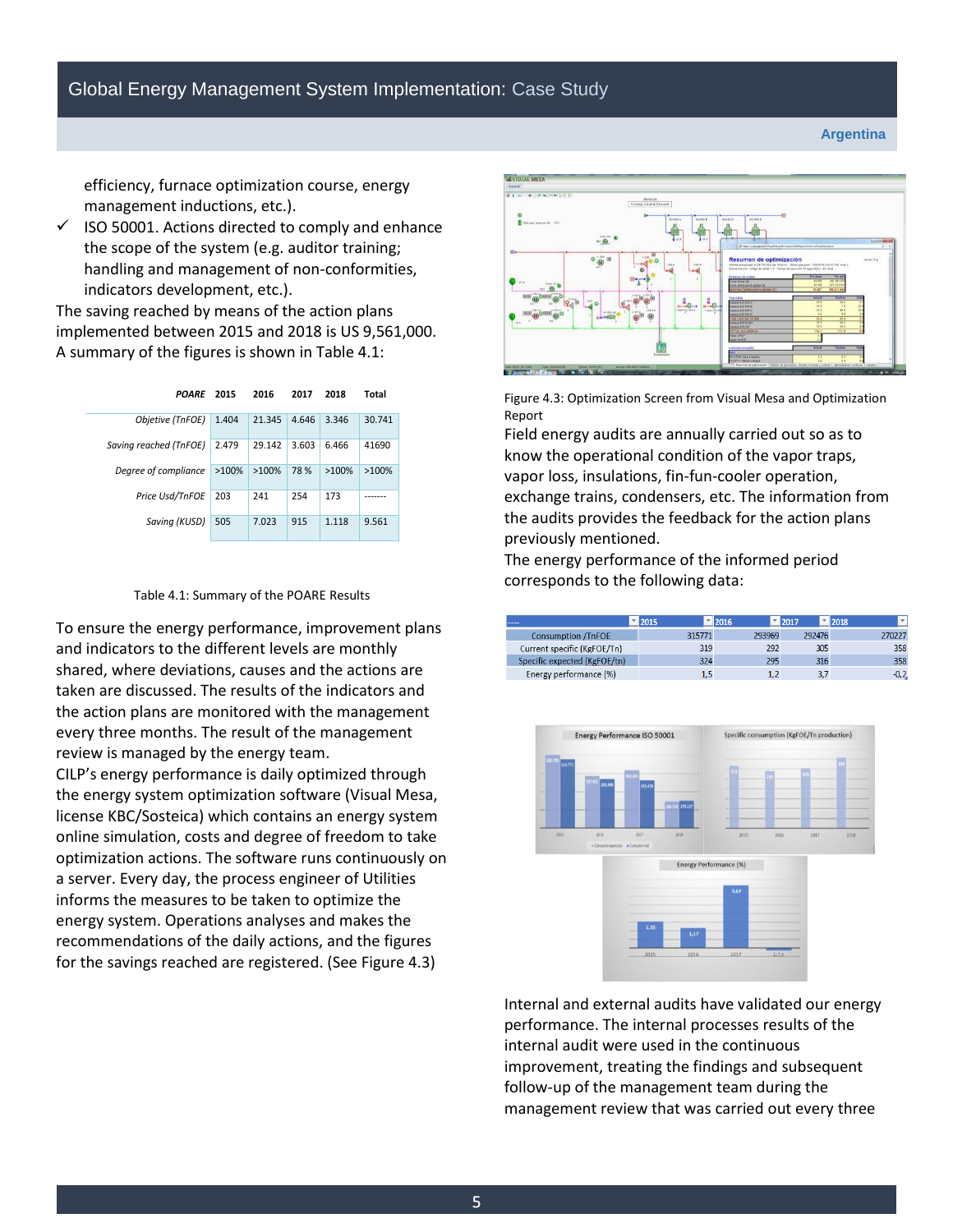efficiency, furnace optimization course, energy management inductions, etc.).

- ✓ ISO 50001. Actions directed to comply and enhance the scope of the system (e.g. auditor training; handling and management of non-conformities, indicators development, etc.).

The saving reached by means of the action plans implemented between 2015 and 2018 is US 9,561,000. A summary of the figures is shown in Table 4.1:

| *POARE* | 2015 | 2016 | 2017 | 2018 | Total |
|---|---|---|---|---|---|
| *Objetive (TnFOE)* | 1.404 | 21.345 | 4.646 | 3.346 | 30.741 |
| *Saving reached (TnFOE)* | 2.479 | 29.142 | 3.603 | 6.466 | 41690 |
| *Degree of compliance* | >100% | >100% | 78 % | >100% | >100% |
| *Price Usd/TnFOE* | 203 | 241 | 254 | 173 | ------- |
| *Saving (KUSD)* | 505 | 7.023 | 915 | 1.118 | 9.561 |

Table 4.1: Summary of the POARE Results

To ensure the energy performance, improvement plans and indicators to the different levels are monthly shared, where deviations, causes and the actions are taken are discussed. The results of the indicators and the action plans are monitored with the management every three months. The result of the management review is managed by the energy team.

CILP's energy performance is daily optimized through the energy system optimization software (Visual Mesa, license KBC/Sosteica) which contains an energy system online simulation, costs and degree of freedom to take optimization actions. The software runs continuously on a server. Every day, the process engineer of Utilities informs the measures to be taken to optimize the energy system. Operations analyses and makes the recommendations of the daily actions, and the figures for the savings reached are registered. (See Figure 4.3)

Figure 4.3: Optimization Screen from Visual Mesa and Optimization Report

Field energy audits are annually carried out so as to know the operational condition of the vapor traps, vapor loss, insulations, fin-fun-cooler operation, exchange trains, condensers, etc. The information from the audits provides the feedback for the action plans previously mentioned.

The energy performance of the informed period corresponds to the following data:

| ---- | 2015 | 2016 | 2017 | 2018 |
|---|---|---|---|---|
| Consumption /TnFOE | 315771 | 293969 | 292476 | 270227 |
| Current specific (KgFOE/Tn) | 319 | 292 | 305 | 358 |
| Specific expected (KgFOE/tn) | 324 | 295 | 316 | 358 |
| Energy performance (%) | 1,5 | 1,2 | 3,7 | -0,2 |

Internal and external audits have validated our energy performance. The internal processes results of the internal audit were used in the continuous improvement, treating the findings and subsequent follow-up of the management team during the management review that was carried out every three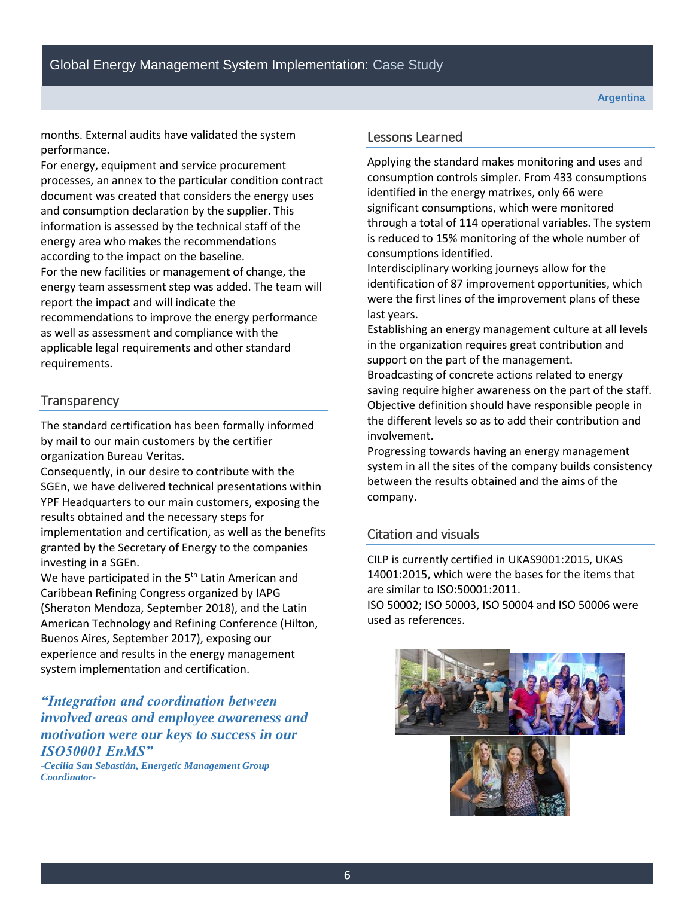months. External audits have validated the system performance.

For energy, equipment and service procurement processes, an annex to the particular condition contract document was created that considers the energy uses and consumption declaration by the supplier. This information is assessed by the technical staff of the energy area who makes the recommendations according to the impact on the baseline.

For the new facilities or management of change, the energy team assessment step was added. The team will report the impact and will indicate the recommendations to improve the energy performance as well as assessment and compliance with the applicable legal requirements and other standard requirements.

## Transparency

The standard certification has been formally informed by mail to our main customers by the certifier organization Bureau Veritas.

Consequently, in our desire to contribute with the SGEn, we have delivered technical presentations within YPF Headquarters to our main customers, exposing the results obtained and the necessary steps for implementation and certification, as well as the benefits granted by the Secretary of Energy to the companies investing in a SGEn.

We have participated in the 5th Latin American and Caribbean Refining Congress organized by IAPG (Sheraton Mendoza, September 2018), and the Latin American Technology and Refining Conference (Hilton, Buenos Aires, September 2017), exposing our experience and results in the energy management system implementation and certification.

***"Integration and coordination between involved areas and employee awareness and motivation were our keys to success in our ISO50001 EnMS"***

***-Cecilia San Sebastián, Energetic Management Group Coordinator-***

## Lessons Learned

Applying the standard makes monitoring and uses and consumption controls simpler. From 433 consumptions identified in the energy matrixes, only 66 were significant consumptions, which were monitored through a total of 114 operational variables. The system is reduced to 15% monitoring of the whole number of consumptions identified.

Interdisciplinary working journeys allow for the identification of 87 improvement opportunities, which were the first lines of the improvement plans of these last years.

Establishing an energy management culture at all levels in the organization requires great contribution and support on the part of the management.

Broadcasting of concrete actions related to energy saving require higher awareness on the part of the staff.

Objective definition should have responsible people in the different levels so as to add their contribution and involvement.

Progressing towards having an energy management system in all the sites of the company builds consistency between the results obtained and the aims of the company.

## Citation and visuals

CILP is currently certified in UKAS9001:2015, UKAS 14001:2015, which were the bases for the items that are similar to ISO:50001:2011.

ISO 50002; ISO 50003, ISO 50004 and ISO 50006 were used as references.